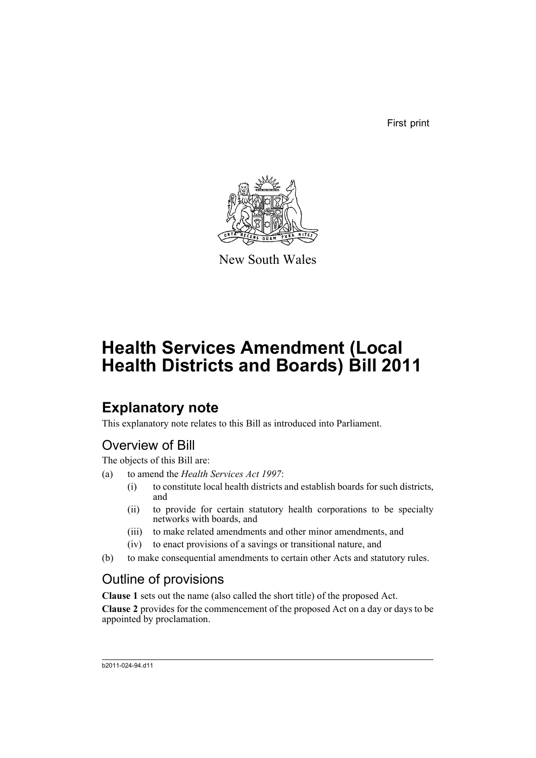First print

New South Wales

# Health Services Amendment (Local Health Districts and Boards) Bill 2011

## Explanatory note

This explanatory note relates to this Bill as introduced into Parliament.

### Overview of Bill

The objects of this Bill are:

(a) to amend the *Health Services Act 1997*:

   (i) to constitute local health districts and establish boards for such districts, and

   (ii) to provide for certain statutory health corporations to be specialty networks with boards, and

   (iii) to make related amendments and other minor amendments, and

   (iv) to enact provisions of a savings or transitional nature, and

(b) to make consequential amendments to certain other Acts and statutory rules.

### Outline of provisions

**Clause 1** sets out the name (also called the short title) of the proposed Act.

**Clause 2** provides for the commencement of the proposed Act on a day or days to be appointed by proclamation.

b2011-024-94.d11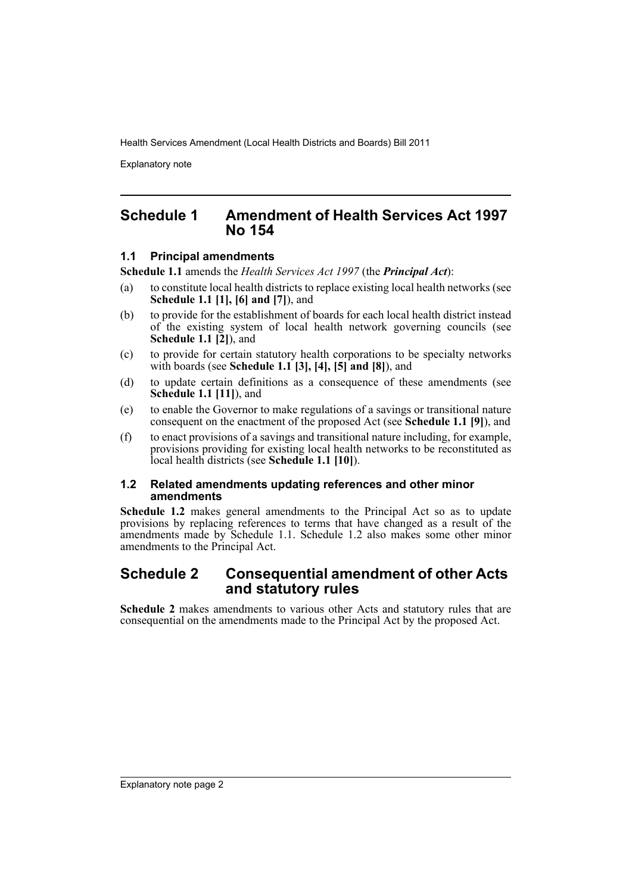## Schedule 1 Amendment of Health Services Act 1997 No 154

### 1.1 Principal amendments

**Schedule 1.1** amends the *Health Services Act 1997* (the ***Principal Act***):

(a) to constitute local health districts to replace existing local health networks (see **Schedule 1.1 [1], [6] and [7]**), and

(b) to provide for the establishment of boards for each local health district instead of the existing system of local health network governing councils (see **Schedule 1.1 [2]**), and

(c) to provide for certain statutory health corporations to be specialty networks with boards (see **Schedule 1.1 [3], [4], [5] and [8]**), and

(d) to update certain definitions as a consequence of these amendments (see **Schedule 1.1 [11]**), and

(e) to enable the Governor to make regulations of a savings or transitional nature consequent on the enactment of the proposed Act (see **Schedule 1.1 [9]**), and

(f) to enact provisions of a savings and transitional nature including, for example, provisions providing for existing local health networks to be reconstituted as local health districts (see **Schedule 1.1 [10]**).

### 1.2 Related amendments updating references and other minor amendments

**Schedule 1.2** makes general amendments to the Principal Act so as to update provisions by replacing references to terms that have changed as a result of the amendments made by Schedule 1.1. Schedule 1.2 also makes some other minor amendments to the Principal Act.

## Schedule 2 Consequential amendment of other Acts and statutory rules

**Schedule 2** makes amendments to various other Acts and statutory rules that are consequential on the amendments made to the Principal Act by the proposed Act.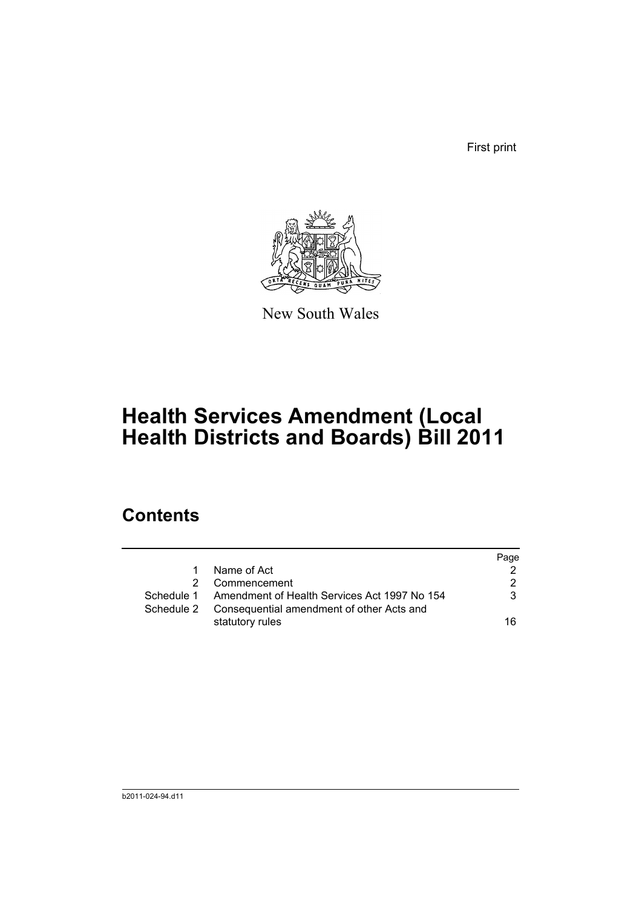First print

New South Wales

# Health Services Amendment (Local Health Districts and Boards) Bill 2011

## Contents

| | | Page |
|---|---|---|
| 1 | Name of Act | 2 |
| 2 | Commencement | 2 |
| Schedule 1 | Amendment of Health Services Act 1997 No 154 | 3 |
| Schedule 2 | Consequential amendment of other Acts and statutory rules | 16 |

b2011-024-94.d11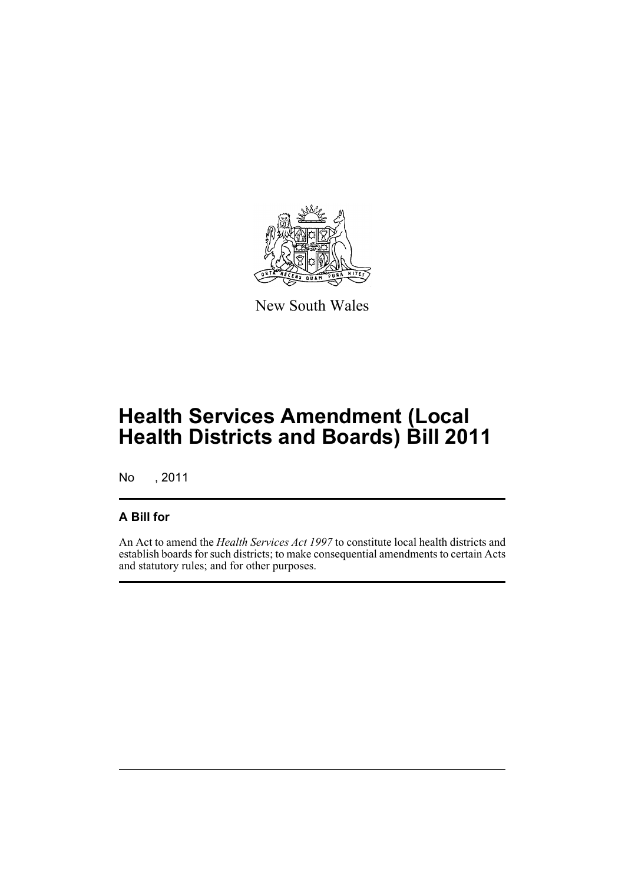New South Wales

# Health Services Amendment (Local Health Districts and Boards) Bill 2011

No , 2011

## A Bill for

An Act to amend the *Health Services Act 1997* to constitute local health districts and establish boards for such districts; to make consequential amendments to certain Acts and statutory rules; and for other purposes.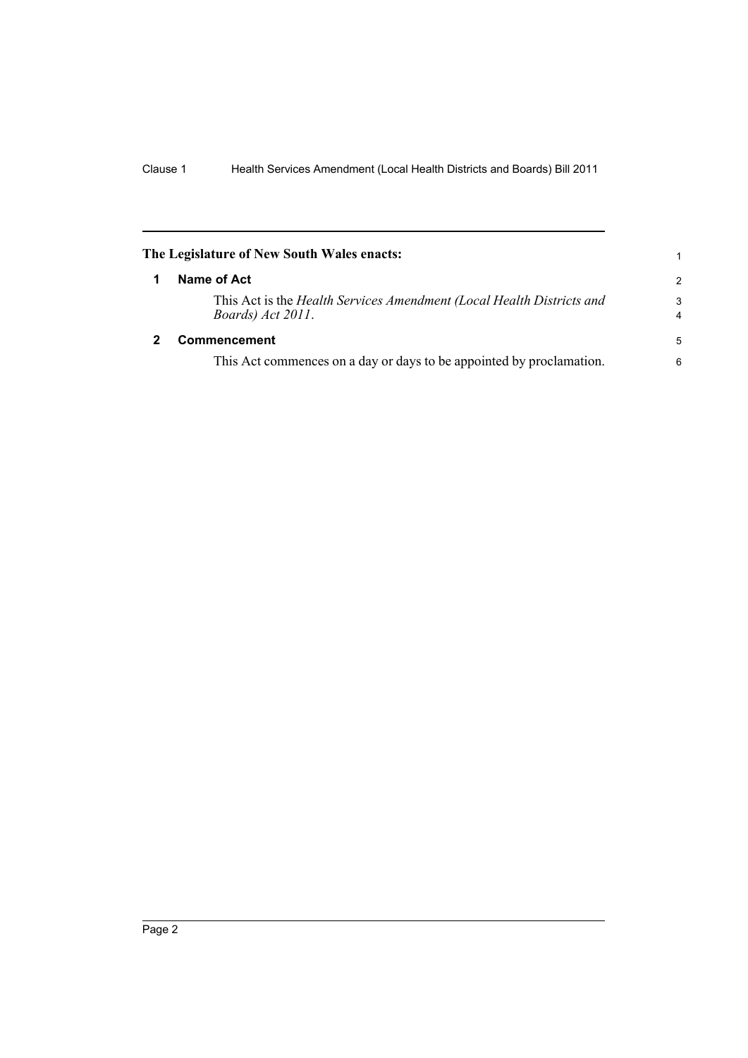**The Legislature of New South Wales enacts:**

## 1 Name of Act

This Act is the *Health Services Amendment (Local Health Districts and Boards) Act 2011*.

## 2 Commencement

This Act commences on a day or days to be appointed by proclamation.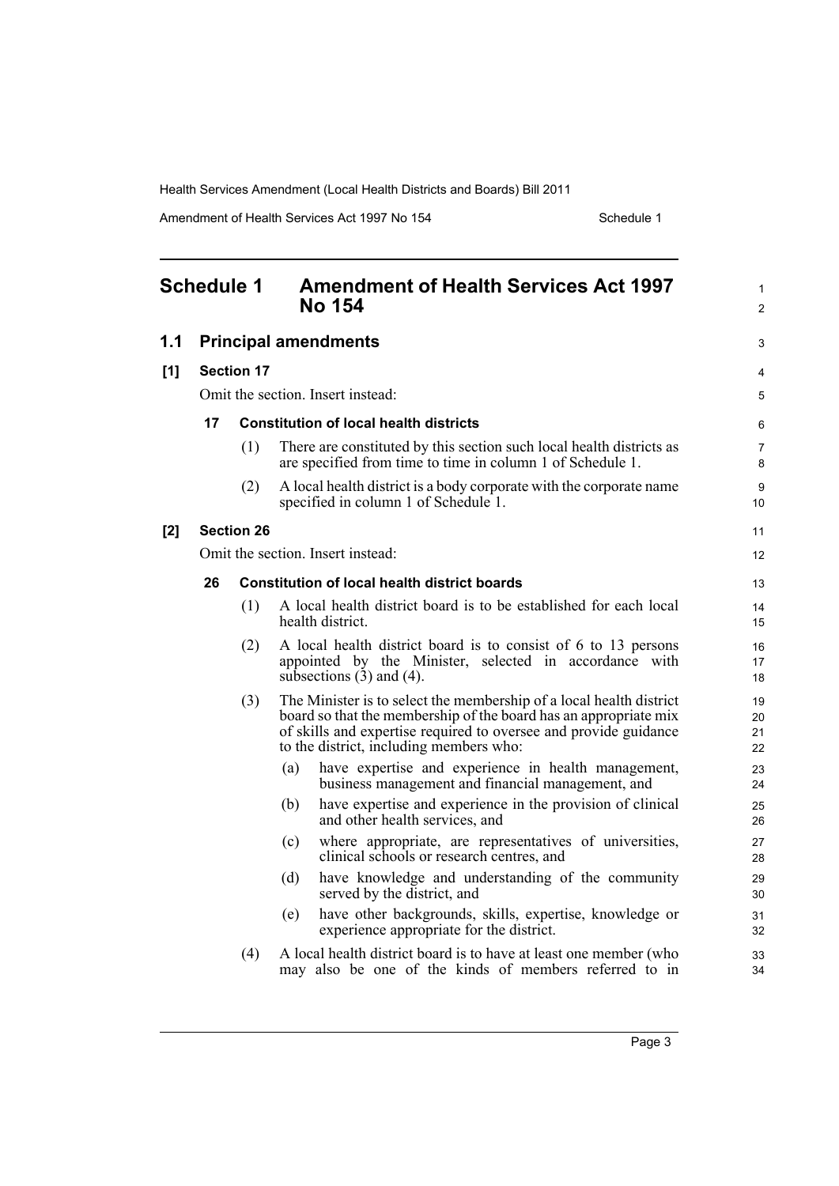## Schedule 1 Amendment of Health Services Act 1997 No 154

### 1.1 Principal amendments

#### [1] Section 17

Omit the section. Insert instead:

**17 Constitution of local health districts**

(1) There are constituted by this section such local health districts as are specified from time to time in column 1 of Schedule 1.

(2) A local health district is a body corporate with the corporate name specified in column 1 of Schedule 1.

#### [2] Section 26

Omit the section. Insert instead:

**26 Constitution of local health district boards**

(1) A local health district board is to be established for each local health district.

(2) A local health district board is to consist of 6 to 13 persons appointed by the Minister, selected in accordance with subsections (3) and (4).

(3) The Minister is to select the membership of a local health district board so that the membership of the board has an appropriate mix of skills and expertise required to oversee and provide guidance to the district, including members who:

- (a) have expertise and experience in health management, business management and financial management, and
- (b) have expertise and experience in the provision of clinical and other health services, and
- (c) where appropriate, are representatives of universities, clinical schools or research centres, and
- (d) have knowledge and understanding of the community served by the district, and
- (e) have other backgrounds, skills, expertise, knowledge or experience appropriate for the district.

(4) A local health district board is to have at least one member (who may also be one of the kinds of members referred to in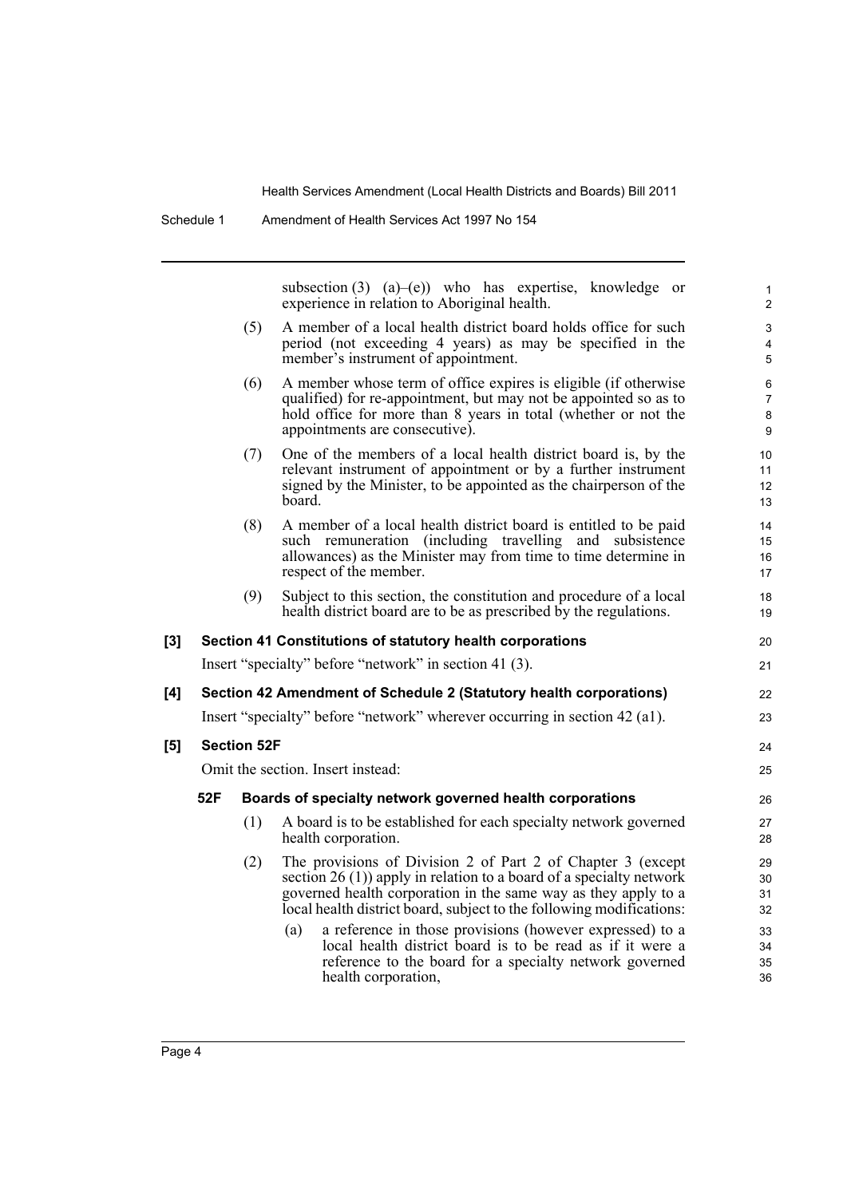subsection (3) (a)–(e)) who has expertise, knowledge or experience in relation to Aboriginal health.

(5) A member of a local health district board holds office for such period (not exceeding 4 years) as may be specified in the member's instrument of appointment.

(6) A member whose term of office expires is eligible (if otherwise qualified) for re-appointment, but may not be appointed so as to hold office for more than 8 years in total (whether or not the appointments are consecutive).

(7) One of the members of a local health district board is, by the relevant instrument of appointment or by a further instrument signed by the Minister, to be appointed as the chairperson of the board.

(8) A member of a local health district board is entitled to be paid such remuneration (including travelling and subsistence allowances) as the Minister may from time to time determine in respect of the member.

(9) Subject to this section, the constitution and procedure of a local health district board are to be as prescribed by the regulations.

**[3] Section 41 Constitutions of statutory health corporations**

Insert "specialty" before "network" in section 41 (3).

**[4] Section 42 Amendment of Schedule 2 (Statutory health corporations)**

Insert "specialty" before "network" wherever occurring in section 42 (a1).

**[5] Section 52F**

Omit the section. Insert instead:

**52F Boards of specialty network governed health corporations**

(1) A board is to be established for each specialty network governed health corporation.

(2) The provisions of Division 2 of Part 2 of Chapter 3 (except section 26 (1)) apply in relation to a board of a specialty network governed health corporation in the same way as they apply to a local health district board, subject to the following modifications:

(a) a reference in those provisions (however expressed) to a local health district board is to be read as if it were a reference to the board for a specialty network governed health corporation,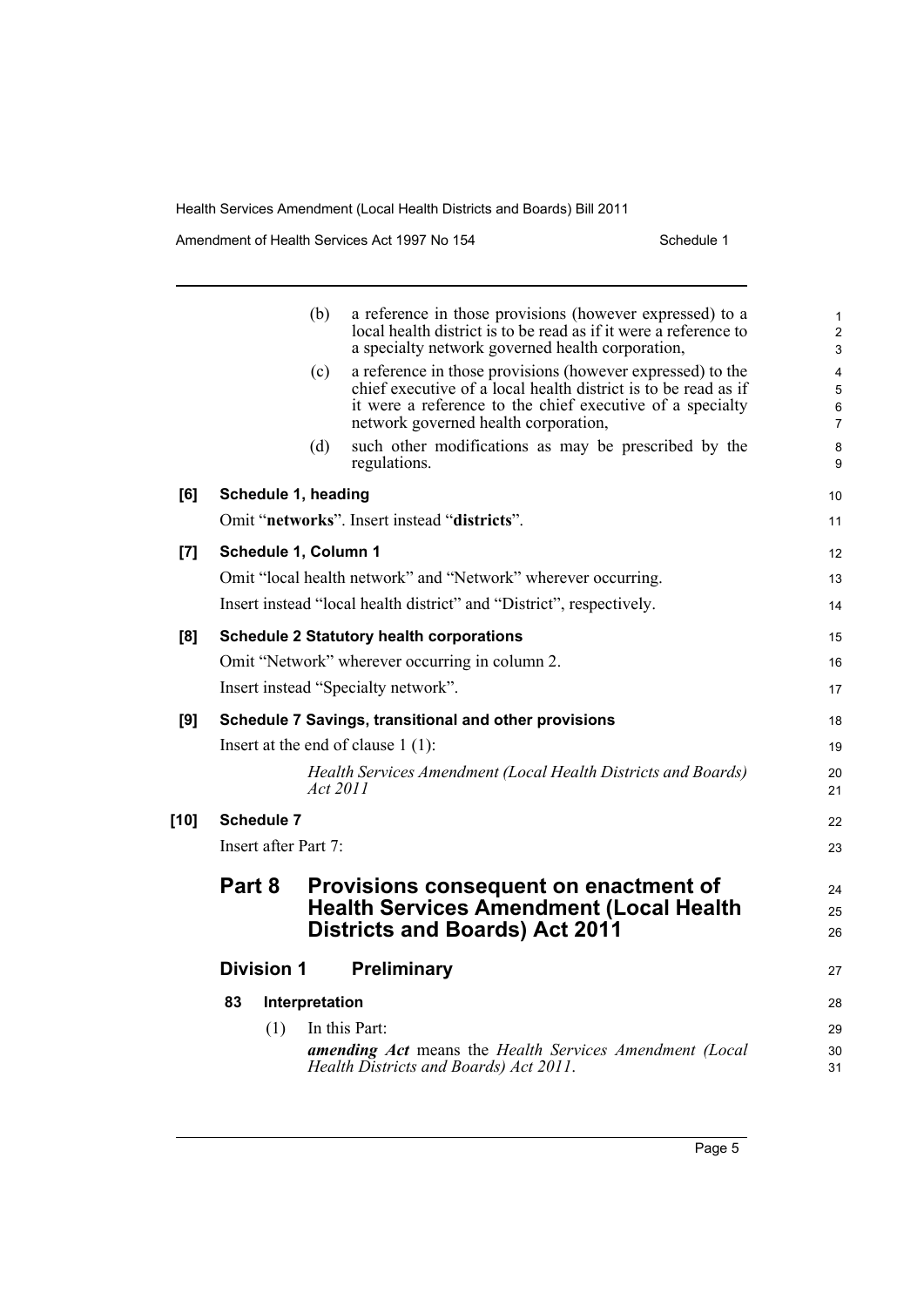(b) a reference in those provisions (however expressed) to a local health district is to be read as if it were a reference to a specialty network governed health corporation,

(c) a reference in those provisions (however expressed) to the chief executive of a local health district is to be read as if it were a reference to the chief executive of a specialty network governed health corporation,

(d) such other modifications as may be prescribed by the regulations.

**[6] Schedule 1, heading**

Omit "**networks**". Insert instead "**districts**".

**[7] Schedule 1, Column 1**

Omit "local health network" and "Network" wherever occurring.

Insert instead "local health district" and "District", respectively.

**[8] Schedule 2 Statutory health corporations**

Omit "Network" wherever occurring in column 2.

Insert instead "Specialty network".

**[9] Schedule 7 Savings, transitional and other provisions**

Insert at the end of clause 1 (1):

*Health Services Amendment (Local Health Districts and Boards) Act 2011*

**[10] Schedule 7**

Insert after Part 7:

## Part 8 Provisions consequent on enactment of Health Services Amendment (Local Health Districts and Boards) Act 2011

### Division 1 Preliminary

**83 Interpretation**

(1) In this Part:

***amending Act*** means the *Health Services Amendment (Local Health Districts and Boards) Act 2011*.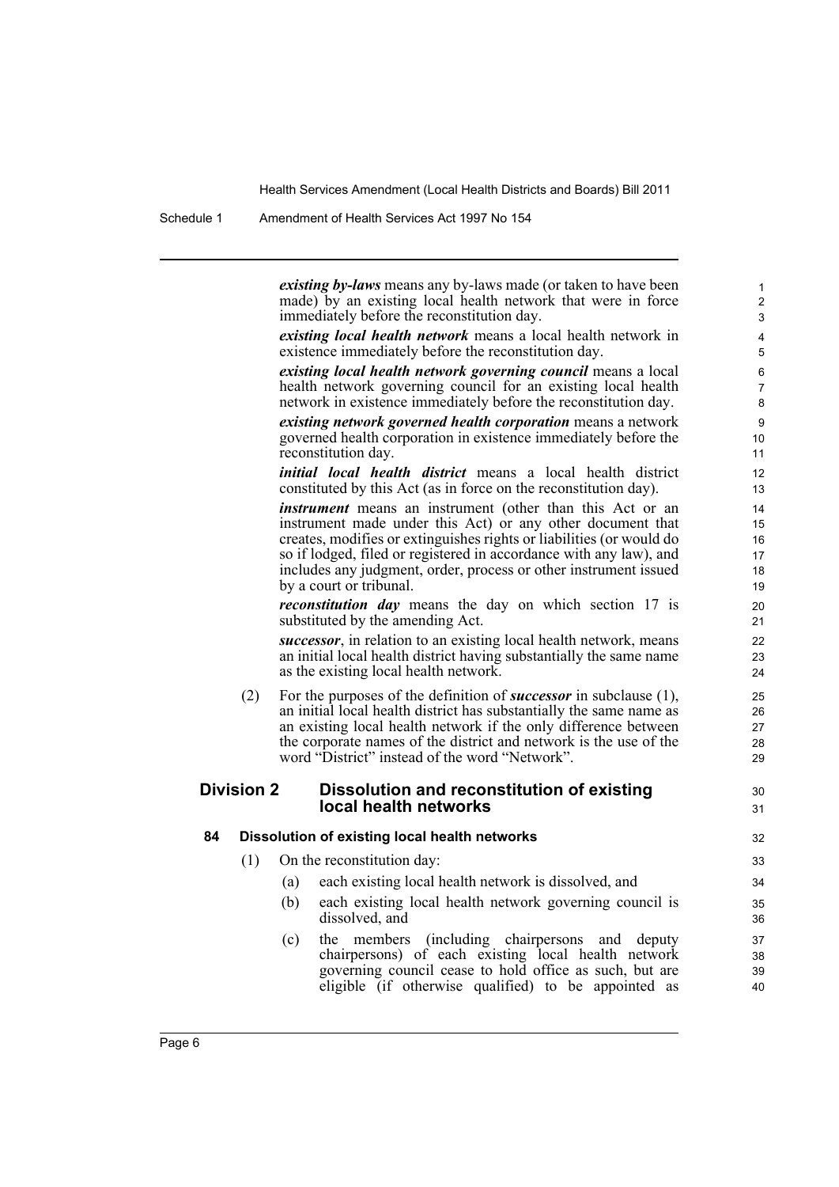***existing by-laws*** means any by-laws made (or taken to have been made) by an existing local health network that were in force immediately before the reconstitution day.

***existing local health network*** means a local health network in existence immediately before the reconstitution day.

***existing local health network governing council*** means a local health network governing council for an existing local health network in existence immediately before the reconstitution day.

***existing network governed health corporation*** means a network governed health corporation in existence immediately before the reconstitution day.

***initial local health district*** means a local health district constituted by this Act (as in force on the reconstitution day).

***instrument*** means an instrument (other than this Act or an instrument made under this Act) or any other document that creates, modifies or extinguishes rights or liabilities (or would do so if lodged, filed or registered in accordance with any law), and includes any judgment, order, process or other instrument issued by a court or tribunal.

***reconstitution day*** means the day on which section 17 is substituted by the amending Act.

***successor***, in relation to an existing local health network, means an initial local health district having substantially the same name as the existing local health network.

(2) For the purposes of the definition of ***successor*** in subclause (1), an initial local health district has substantially the same name as an existing local health network if the only difference between the corporate names of the district and network is the use of the word "District" instead of the word "Network".

## Division 2 Dissolution and reconstitution of existing local health networks

### 84 Dissolution of existing local health networks

(1) On the reconstitution day:

(a) each existing local health network is dissolved, and

(b) each existing local health network governing council is dissolved, and

(c) the members (including chairpersons and deputy chairpersons) of each existing local health network governing council cease to hold office as such, but are eligible (if otherwise qualified) to be appointed as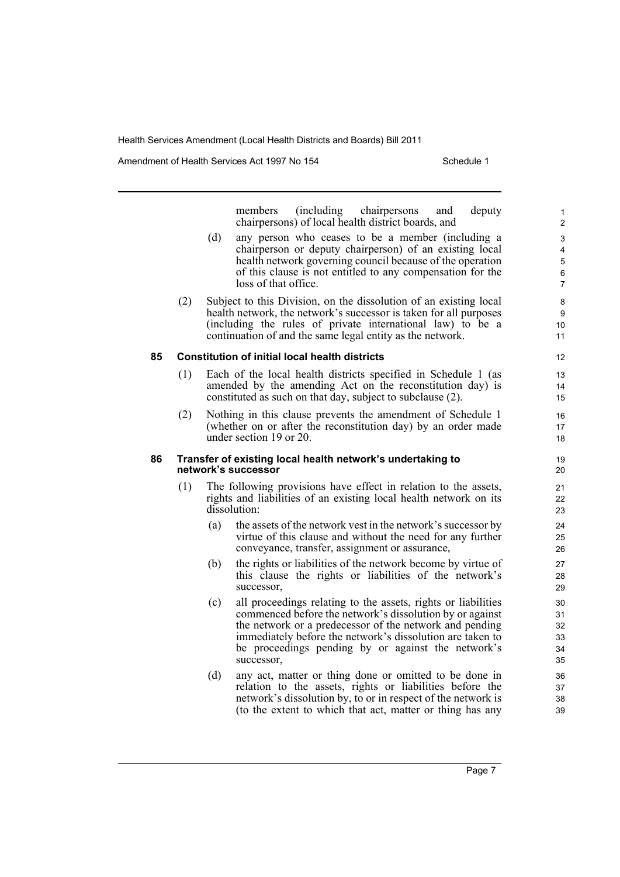members (including chairpersons and deputy chairpersons) of local health district boards, and

(d) any person who ceases to be a member (including a chairperson or deputy chairperson) of an existing local health network governing council because of the operation of this clause is not entitled to any compensation for the loss of that office.

(2) Subject to this Division, on the dissolution of an existing local health network, the network's successor is taken for all purposes (including the rules of private international law) to be a continuation of and the same legal entity as the network.

**85 Constitution of initial local health districts**

(1) Each of the local health districts specified in Schedule 1 (as amended by the amending Act on the reconstitution day) is constituted as such on that day, subject to subclause (2).

(2) Nothing in this clause prevents the amendment of Schedule 1 (whether on or after the reconstitution day) by an order made under section 19 or 20.

**86 Transfer of existing local health network's undertaking to network's successor**

(1) The following provisions have effect in relation to the assets, rights and liabilities of an existing local health network on its dissolution:

(a) the assets of the network vest in the network's successor by virtue of this clause and without the need for any further conveyance, transfer, assignment or assurance,

(b) the rights or liabilities of the network become by virtue of this clause the rights or liabilities of the network's successor,

(c) all proceedings relating to the assets, rights or liabilities commenced before the network's dissolution by or against the network or a predecessor of the network and pending immediately before the network's dissolution are taken to be proceedings pending by or against the network's successor,

(d) any act, matter or thing done or omitted to be done in relation to the assets, rights or liabilities before the network's dissolution by, to or in respect of the network is (to the extent to which that act, matter or thing has any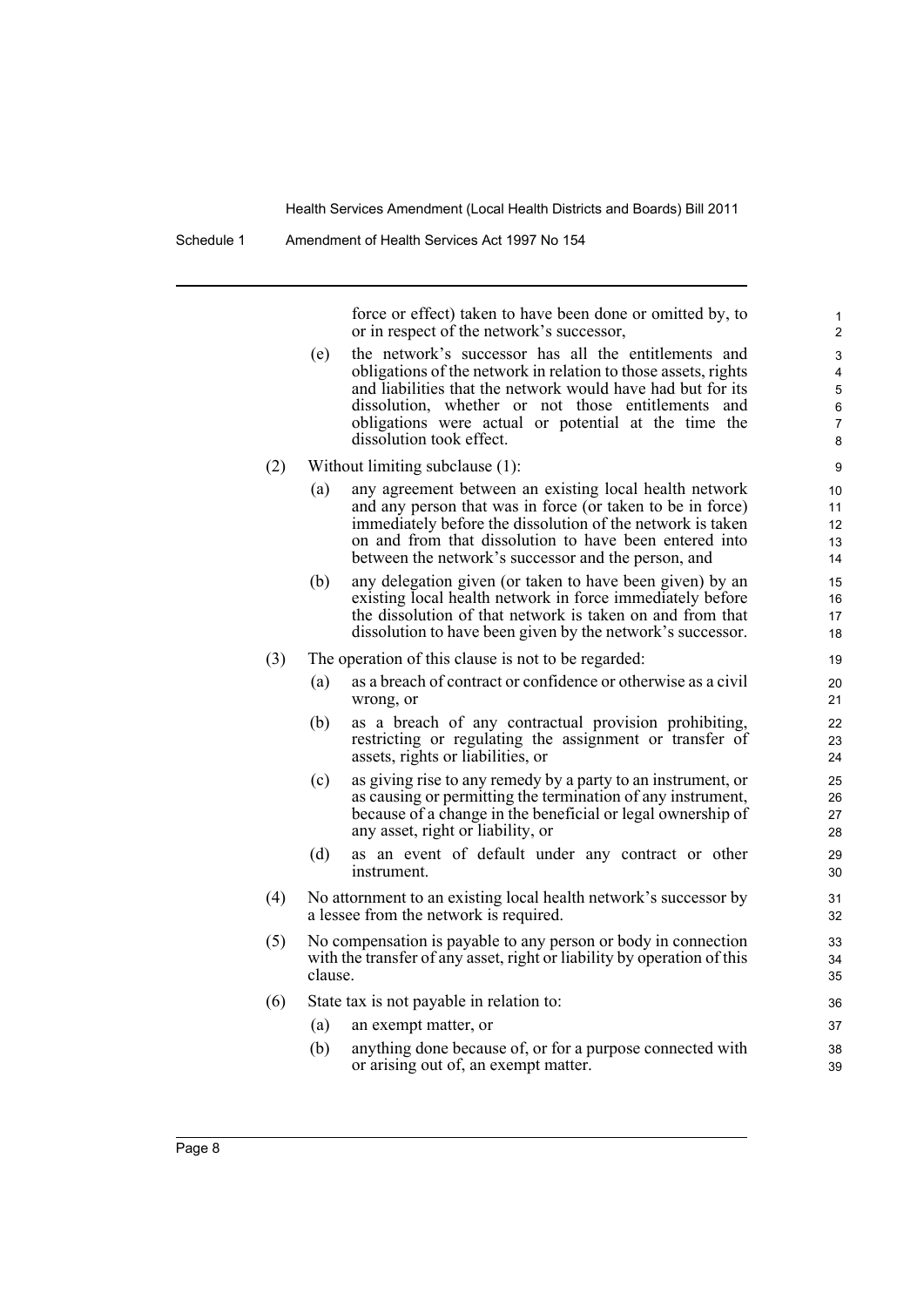force or effect) taken to have been done or omitted by, to or in respect of the network's successor,

(e) the network's successor has all the entitlements and obligations of the network in relation to those assets, rights and liabilities that the network would have had but for its dissolution, whether or not those entitlements and obligations were actual or potential at the time the dissolution took effect.

(2) Without limiting subclause (1):

(a) any agreement between an existing local health network and any person that was in force (or taken to be in force) immediately before the dissolution of the network is taken on and from that dissolution to have been entered into between the network's successor and the person, and

(b) any delegation given (or taken to have been given) by an existing local health network in force immediately before the dissolution of that network is taken on and from that dissolution to have been given by the network's successor.

(3) The operation of this clause is not to be regarded:

(a) as a breach of contract or confidence or otherwise as a civil wrong, or

(b) as a breach of any contractual provision prohibiting, restricting or regulating the assignment or transfer of assets, rights or liabilities, or

(c) as giving rise to any remedy by a party to an instrument, or as causing or permitting the termination of any instrument, because of a change in the beneficial or legal ownership of any asset, right or liability, or

(d) as an event of default under any contract or other instrument.

(4) No attornment to an existing local health network's successor by a lessee from the network is required.

(5) No compensation is payable to any person or body in connection with the transfer of any asset, right or liability by operation of this clause.

(6) State tax is not payable in relation to:

(a) an exempt matter, or

(b) anything done because of, or for a purpose connected with or arising out of, an exempt matter.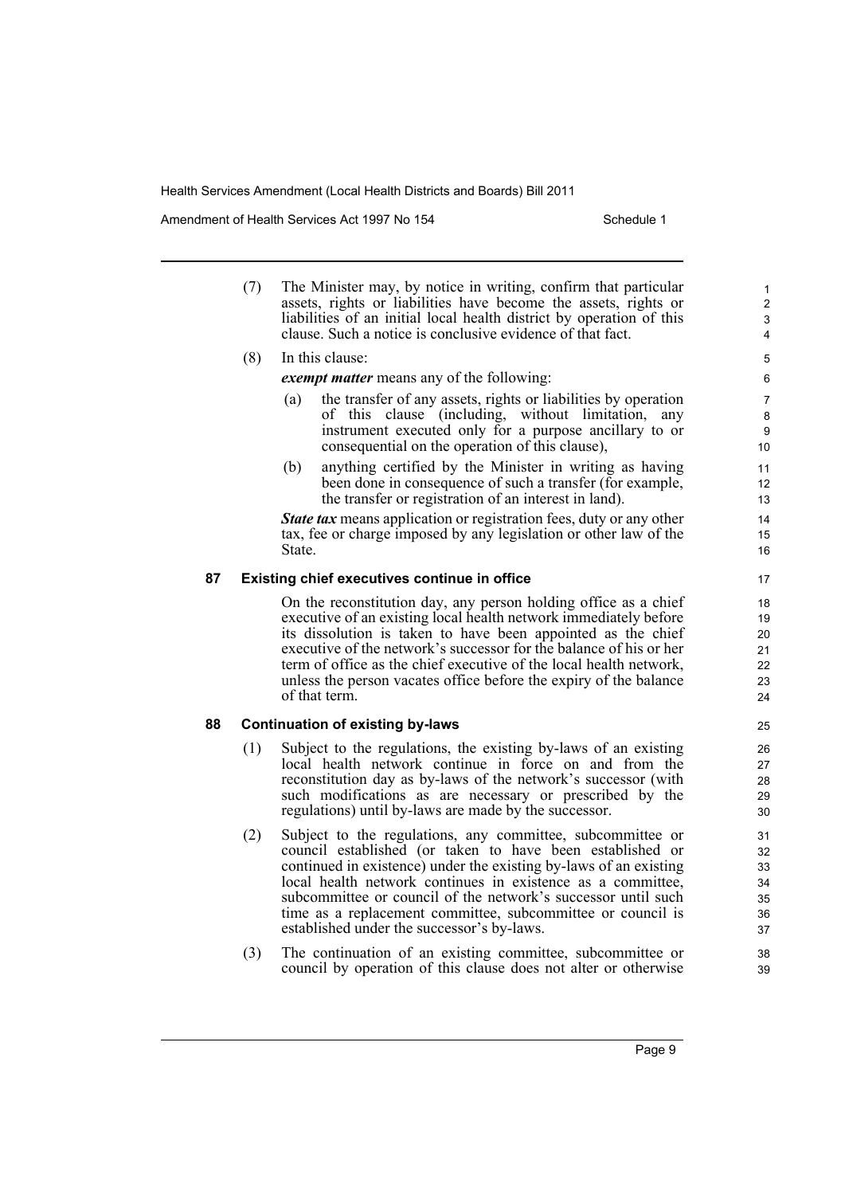(7) The Minister may, by notice in writing, confirm that particular assets, rights or liabilities have become the assets, rights or liabilities of an initial local health district by operation of this clause. Such a notice is conclusive evidence of that fact.

(8) In this clause:

***exempt matter*** means any of the following:

(a) the transfer of any assets, rights or liabilities by operation of this clause (including, without limitation, any instrument executed only for a purpose ancillary to or consequential on the operation of this clause),

(b) anything certified by the Minister in writing as having been done in consequence of such a transfer (for example, the transfer or registration of an interest in land).

***State tax*** means application or registration fees, duty or any other tax, fee or charge imposed by any legislation or other law of the State.

### 87 Existing chief executives continue in office

On the reconstitution day, any person holding office as a chief executive of an existing local health network immediately before its dissolution is taken to have been appointed as the chief executive of the network's successor for the balance of his or her term of office as the chief executive of the local health network, unless the person vacates office before the expiry of the balance of that term.

### 88 Continuation of existing by-laws

(1) Subject to the regulations, the existing by-laws of an existing local health network continue in force on and from the reconstitution day as by-laws of the network's successor (with such modifications as are necessary or prescribed by the regulations) until by-laws are made by the successor.

(2) Subject to the regulations, any committee, subcommittee or council established (or taken to have been established or continued in existence) under the existing by-laws of an existing local health network continues in existence as a committee, subcommittee or council of the network's successor until such time as a replacement committee, subcommittee or council is established under the successor's by-laws.

(3) The continuation of an existing committee, subcommittee or council by operation of this clause does not alter or otherwise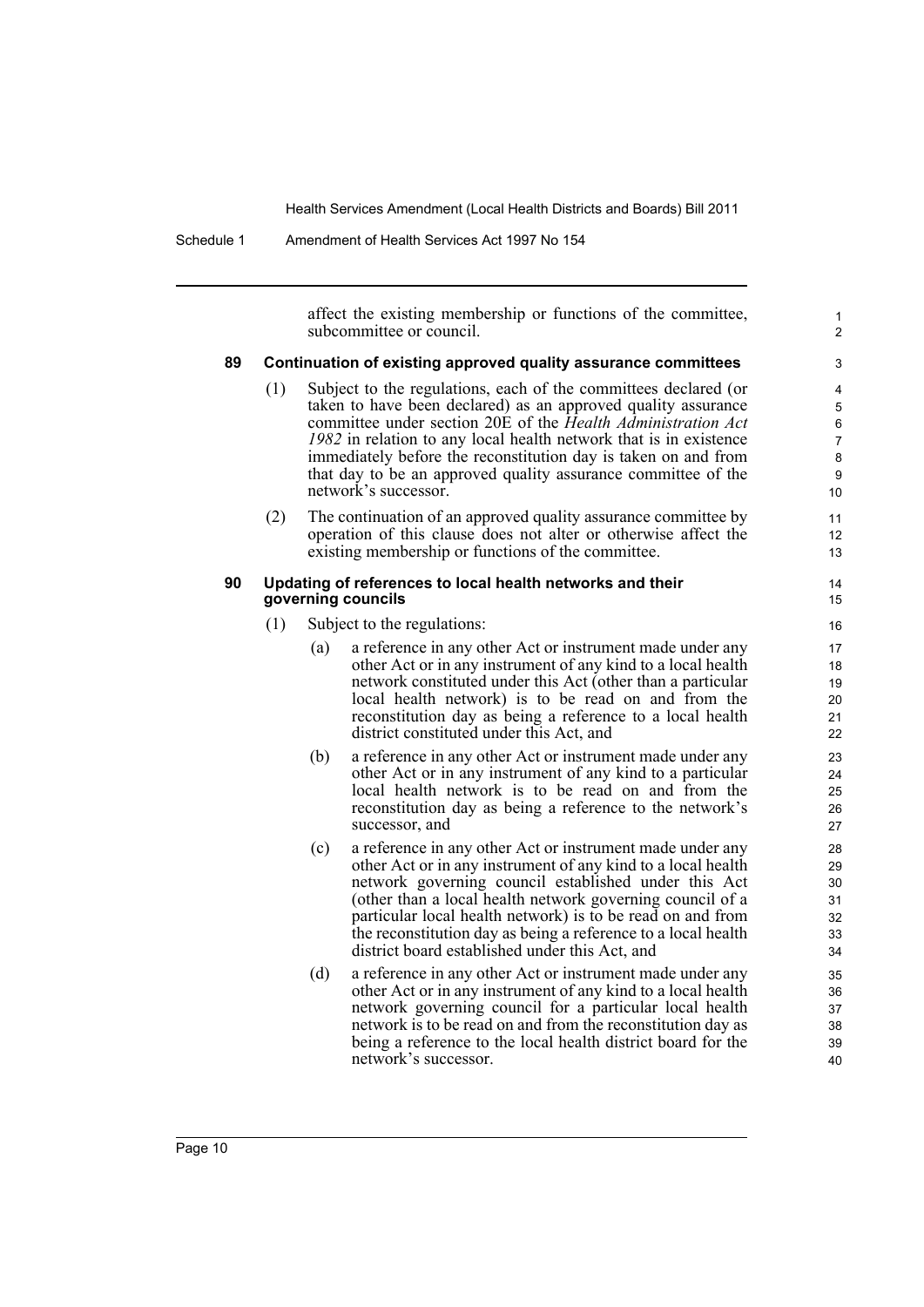affect the existing membership or functions of the committee, subcommittee or council.

#### 89 Continuation of existing approved quality assurance committees

(1) Subject to the regulations, each of the committees declared (or taken to have been declared) as an approved quality assurance committee under section 20E of the *Health Administration Act 1982* in relation to any local health network that is in existence immediately before the reconstitution day is taken on and from that day to be an approved quality assurance committee of the network's successor.

(2) The continuation of an approved quality assurance committee by operation of this clause does not alter or otherwise affect the existing membership or functions of the committee.

#### 90 Updating of references to local health networks and their governing councils

(1) Subject to the regulations:

(a) a reference in any other Act or instrument made under any other Act or in any instrument of any kind to a local health network constituted under this Act (other than a particular local health network) is to be read on and from the reconstitution day as being a reference to a local health district constituted under this Act, and

(b) a reference in any other Act or instrument made under any other Act or in any instrument of any kind to a particular local health network is to be read on and from the reconstitution day as being a reference to the network's successor, and

(c) a reference in any other Act or instrument made under any other Act or in any instrument of any kind to a local health network governing council established under this Act (other than a local health network governing council of a particular local health network) is to be read on and from the reconstitution day as being a reference to a local health district board established under this Act, and

(d) a reference in any other Act or instrument made under any other Act or in any instrument of any kind to a local health network governing council for a particular local health network is to be read on and from the reconstitution day as being a reference to the local health district board for the network's successor.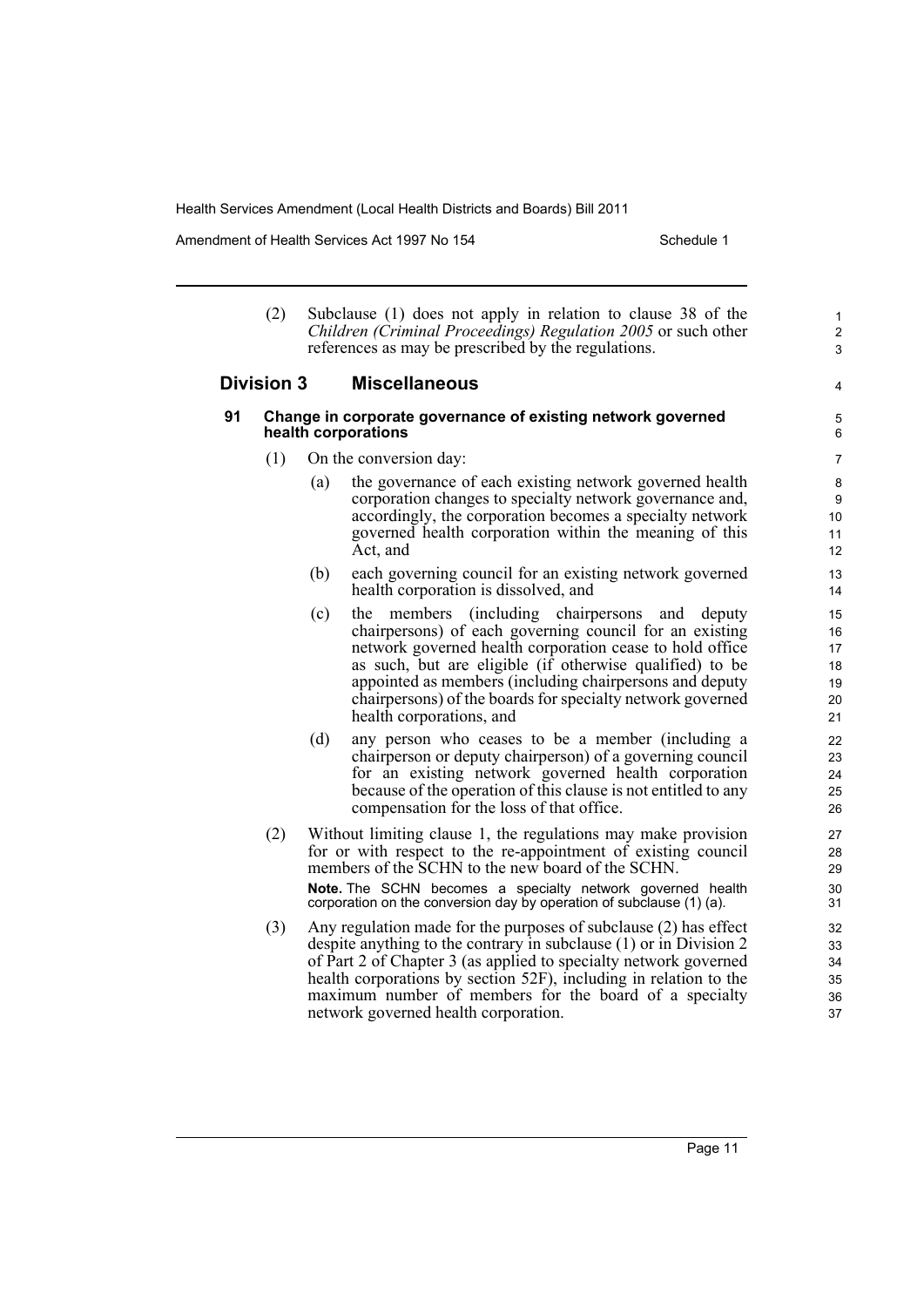(2) Subclause (1) does not apply in relation to clause 38 of the *Children (Criminal Proceedings) Regulation 2005* or such other references as may be prescribed by the regulations.

## Division 3 Miscellaneous

### 91 Change in corporate governance of existing network governed health corporations

(1) On the conversion day:

(a) the governance of each existing network governed health corporation changes to specialty network governance and, accordingly, the corporation becomes a specialty network governed health corporation within the meaning of this Act, and

(b) each governing council for an existing network governed health corporation is dissolved, and

(c) the members (including chairpersons and deputy chairpersons) of each governing council for an existing network governed health corporation cease to hold office as such, but are eligible (if otherwise qualified) to be appointed as members (including chairpersons and deputy chairpersons) of the boards for specialty network governed health corporations, and

(d) any person who ceases to be a member (including a chairperson or deputy chairperson) of a governing council for an existing network governed health corporation because of the operation of this clause is not entitled to any compensation for the loss of that office.

(2) Without limiting clause 1, the regulations may make provision for or with respect to the re-appointment of existing council members of the SCHN to the new board of the SCHN.

**Note.** The SCHN becomes a specialty network governed health corporation on the conversion day by operation of subclause (1) (a).

(3) Any regulation made for the purposes of subclause (2) has effect despite anything to the contrary in subclause (1) or in Division 2 of Part 2 of Chapter 3 (as applied to specialty network governed health corporations by section 52F), including in relation to the maximum number of members for the board of a specialty network governed health corporation.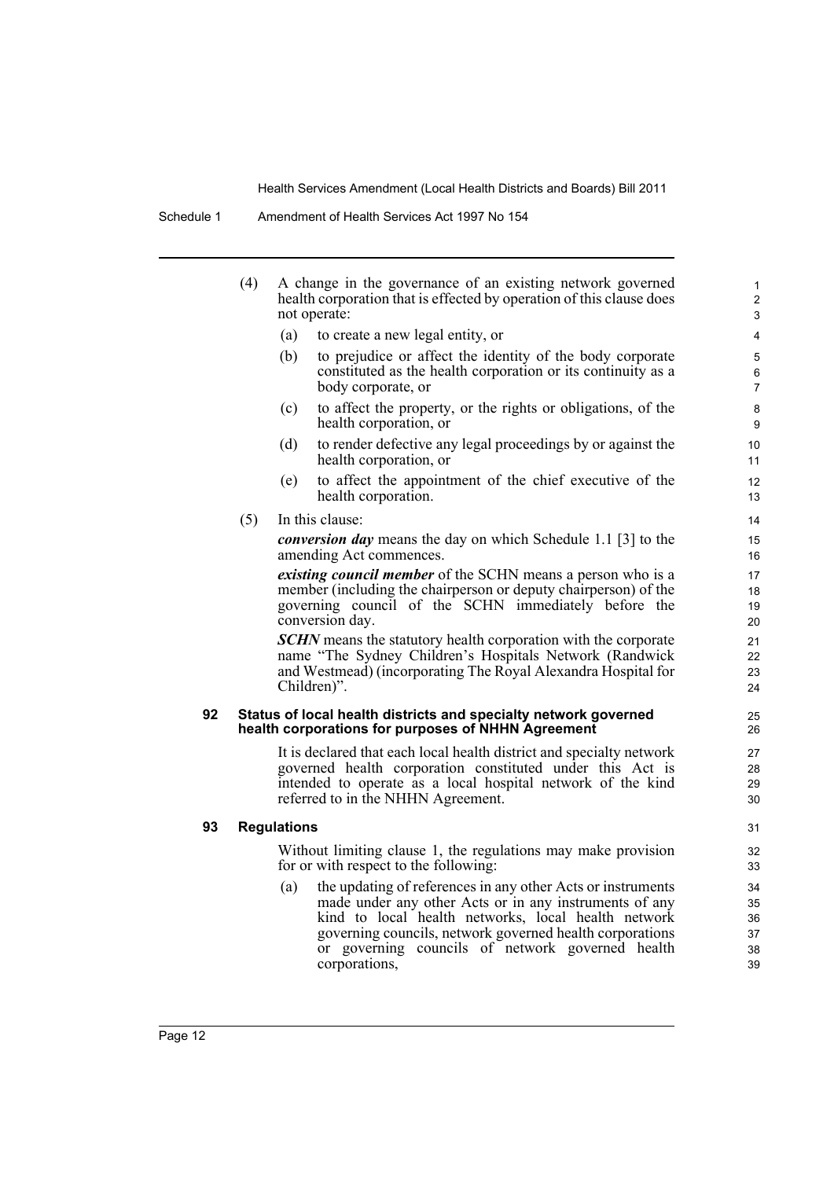(4) A change in the governance of an existing network governed health corporation that is effected by operation of this clause does not operate:

(a) to create a new legal entity, or

(b) to prejudice or affect the identity of the body corporate constituted as the health corporation or its continuity as a body corporate, or

(c) to affect the property, or the rights or obligations, of the health corporation, or

(d) to render defective any legal proceedings by or against the health corporation, or

(e) to affect the appointment of the chief executive of the health corporation.

(5) In this clause:

***conversion day*** means the day on which Schedule 1.1 [3] to the amending Act commences.

***existing council member*** of the SCHN means a person who is a member (including the chairperson or deputy chairperson) of the governing council of the SCHN immediately before the conversion day.

***SCHN*** means the statutory health corporation with the corporate name "The Sydney Children's Hospitals Network (Randwick and Westmead) (incorporating The Royal Alexandra Hospital for Children)".

**92 Status of local health districts and specialty network governed health corporations for purposes of NHHN Agreement**

It is declared that each local health district and specialty network governed health corporation constituted under this Act is intended to operate as a local hospital network of the kind referred to in the NHHN Agreement.

**93 Regulations**

Without limiting clause 1, the regulations may make provision for or with respect to the following:

(a) the updating of references in any other Acts or instruments made under any other Acts or in any instruments of any kind to local health networks, local health network governing councils, network governed health corporations or governing councils of network governed health corporations,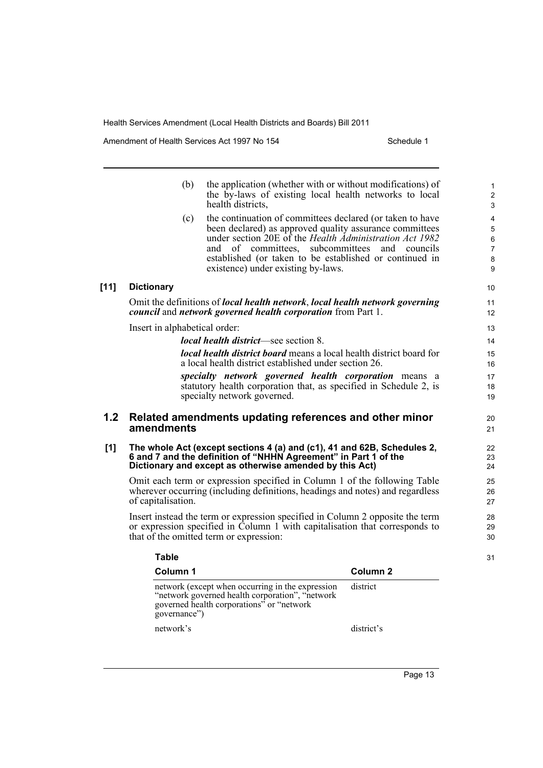(b) the application (whether with or without modifications) of the by-laws of existing local health networks to local health districts,

(c) the continuation of committees declared (or taken to have been declared) as approved quality assurance committees under section 20E of the *Health Administration Act 1982* and of committees, subcommittees and councils established (or taken to be established or continued in existence) under existing by-laws.

**[11] Dictionary**

Omit the definitions of ***local health network***, ***local health network governing council*** and ***network governed health corporation*** from Part 1.

Insert in alphabetical order:

> ***local health district***—see section 8.
>
> ***local health district board*** means a local health district board for a local health district established under section 26.
>
> ***specialty network governed health corporation*** means a statutory health corporation that, as specified in Schedule 2, is specialty network governed.

## 1.2 Related amendments updating references and other minor amendments

**[1] The whole Act (except sections 4 (a) and (c1), 41 and 62B, Schedules 2, 6 and 7 and the definition of "NHHN Agreement" in Part 1 of the Dictionary and except as otherwise amended by this Act)**

Omit each term or expression specified in Column 1 of the following Table wherever occurring (including definitions, headings and notes) and regardless of capitalisation.

Insert instead the term or expression specified in Column 2 opposite the term or expression specified in Column 1 with capitalisation that corresponds to that of the omitted term or expression:

**Table**

| Column 1 | Column 2 |
|---|---|
| network (except when occurring in the expression "network governed health corporation", "network governed health corporations" or "network governance") | district |
| network's | district's |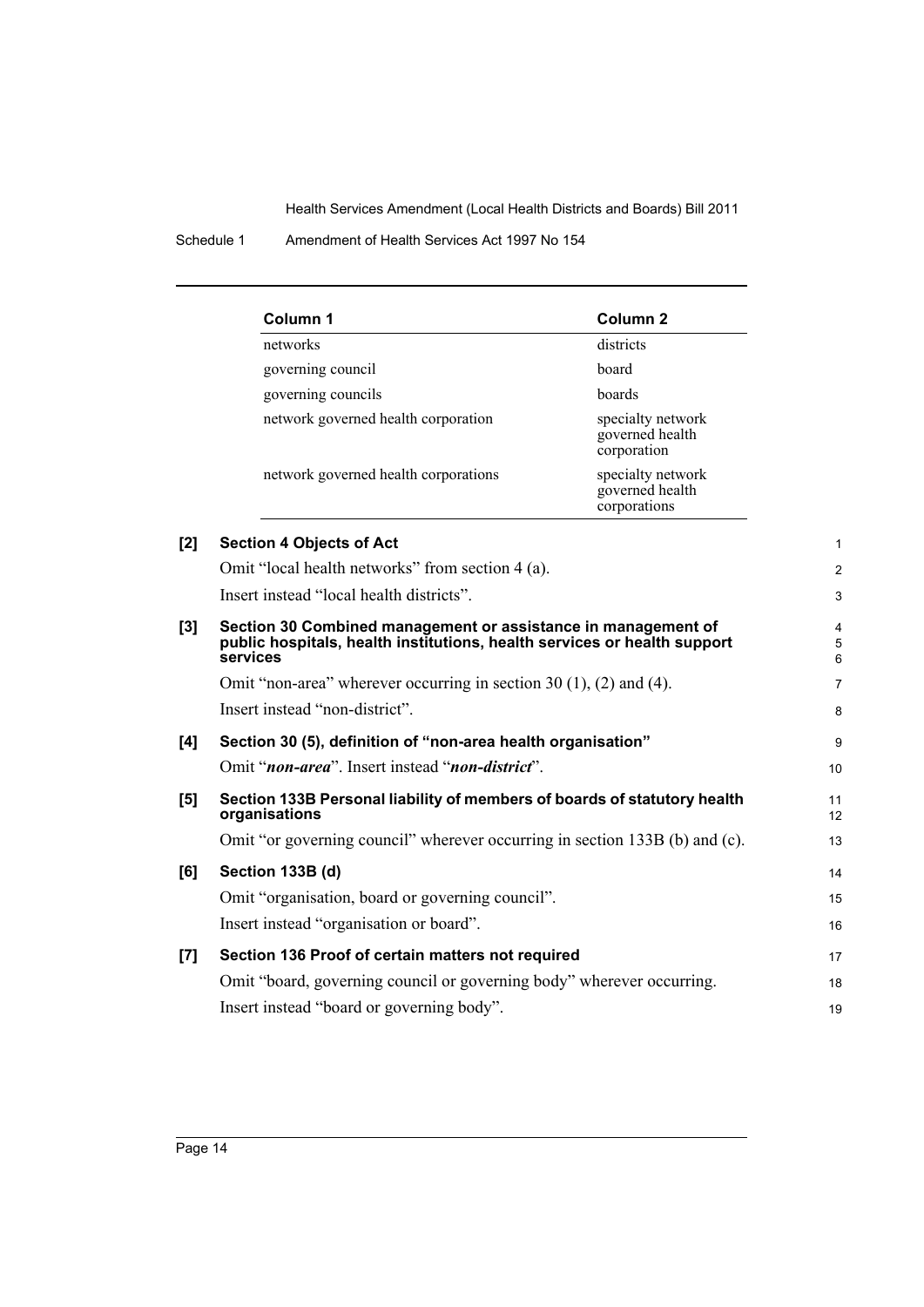| Column 1 | Column 2 |
| --- | --- |
| networks | districts |
| governing council | board |
| governing councils | boards |
| network governed health corporation | specialty network governed health corporation |
| network governed health corporations | specialty network governed health corporations |

**[2] Section 4 Objects of Act**

Omit "local health networks" from section 4 (a).

Insert instead "local health districts".

**[3] Section 30 Combined management or assistance in management of public hospitals, health institutions, health services or health support services**

Omit "non-area" wherever occurring in section 30 (1), (2) and (4).

Insert instead "non-district".

**[4] Section 30 (5), definition of "non-area health organisation"**

Omit "***non-area***". Insert instead "***non-district***".

**[5] Section 133B Personal liability of members of boards of statutory health organisations**

Omit "or governing council" wherever occurring in section 133B (b) and (c).

**[6] Section 133B (d)**

Omit "organisation, board or governing council".

Insert instead "organisation or board".

**[7] Section 136 Proof of certain matters not required**

Omit "board, governing council or governing body" wherever occurring.

Insert instead "board or governing body".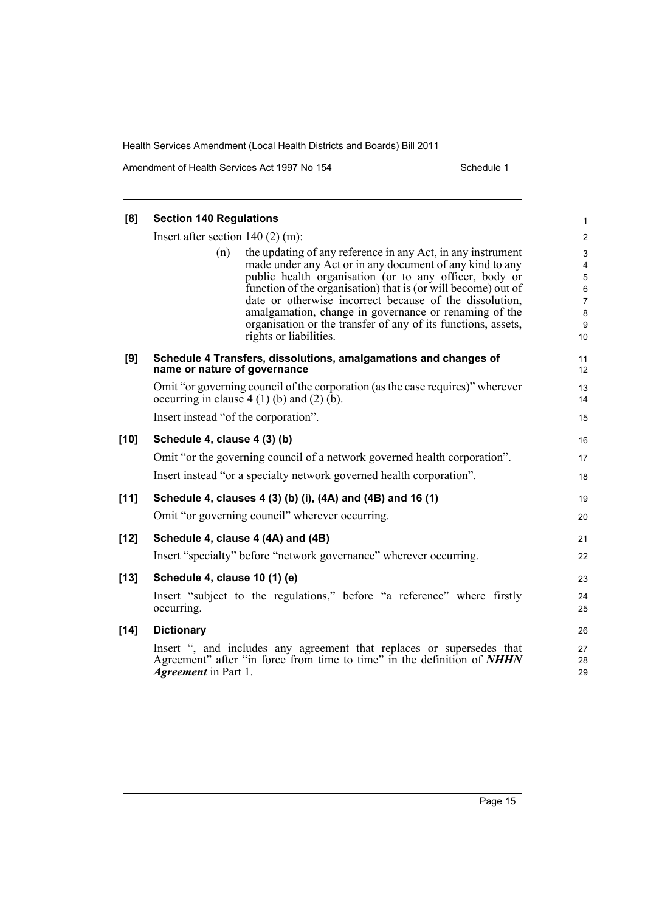**[8] Section 140 Regulations**

Insert after section 140 (2) (m):

> (n) the updating of any reference in any Act, in any instrument made under any Act or in any document of any kind to any public health organisation (or to any officer, body or function of the organisation) that is (or will become) out of date or otherwise incorrect because of the dissolution, amalgamation, change in governance or renaming of the organisation or the transfer of any of its functions, assets, rights or liabilities.

**[9] Schedule 4 Transfers, dissolutions, amalgamations and changes of name or nature of governance**

Omit "or governing council of the corporation (as the case requires)" wherever occurring in clause 4 (1) (b) and (2) (b).

Insert instead "of the corporation".

**[10] Schedule 4, clause 4 (3) (b)**

Omit "or the governing council of a network governed health corporation".

Insert instead "or a specialty network governed health corporation".

**[11] Schedule 4, clauses 4 (3) (b) (i), (4A) and (4B) and 16 (1)**

Omit "or governing council" wherever occurring.

**[12] Schedule 4, clause 4 (4A) and (4B)**

Insert "specialty" before "network governance" wherever occurring.

**[13] Schedule 4, clause 10 (1) (e)**

Insert "subject to the regulations," before "a reference" where firstly occurring.

**[14] Dictionary**

Insert ", and includes any agreement that replaces or supersedes that Agreement" after "in force from time to time" in the definition of ***NHHN Agreement*** in Part 1.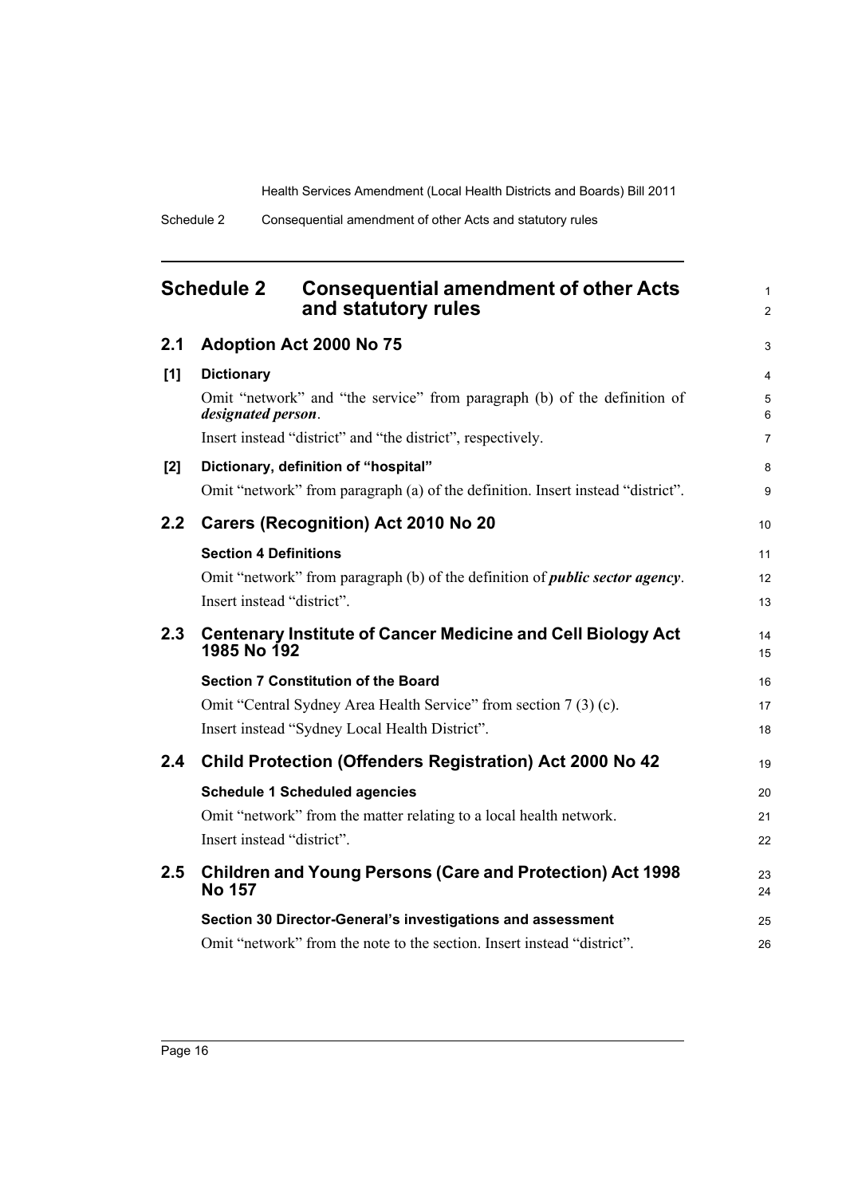## Schedule 2 Consequential amendment of other Acts and statutory rules

### 2.1 Adoption Act 2000 No 75

**[1] Dictionary**

Omit "network" and "the service" from paragraph (b) of the definition of ***designated person***.

Insert instead "district" and "the district", respectively.

**[2] Dictionary, definition of "hospital"**

Omit "network" from paragraph (a) of the definition. Insert instead "district".

### 2.2 Carers (Recognition) Act 2010 No 20

**Section 4 Definitions**

Omit "network" from paragraph (b) of the definition of ***public sector agency***.

Insert instead "district".

### 2.3 Centenary Institute of Cancer Medicine and Cell Biology Act 1985 No 192

**Section 7 Constitution of the Board**

Omit "Central Sydney Area Health Service" from section 7 (3) (c).

Insert instead "Sydney Local Health District".

### 2.4 Child Protection (Offenders Registration) Act 2000 No 42

**Schedule 1 Scheduled agencies**

Omit "network" from the matter relating to a local health network.

Insert instead "district".

### 2.5 Children and Young Persons (Care and Protection) Act 1998 No 157

**Section 30 Director-General's investigations and assessment**

Omit "network" from the note to the section. Insert instead "district".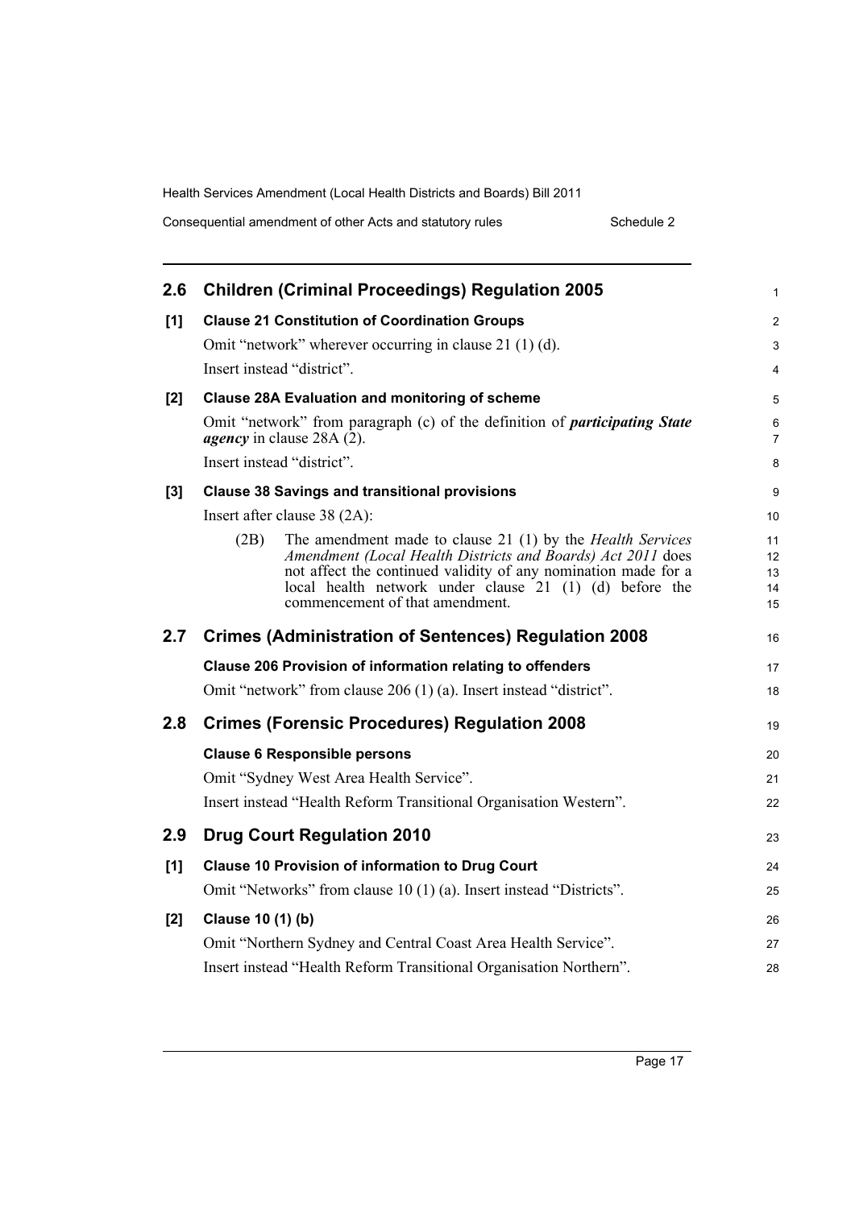## 2.6 Children (Criminal Proceedings) Regulation 2005

**[1] Clause 21 Constitution of Coordination Groups**

Omit "network" wherever occurring in clause 21 (1) (d).

Insert instead "district".

**[2] Clause 28A Evaluation and monitoring of scheme**

Omit "network" from paragraph (c) of the definition of ***participating State agency*** in clause 28A (2).

Insert instead "district".

**[3] Clause 38 Savings and transitional provisions**

Insert after clause 38 (2A):

> (2B) The amendment made to clause 21 (1) by the *Health Services Amendment (Local Health Districts and Boards) Act 2011* does not affect the continued validity of any nomination made for a local health network under clause 21 (1) (d) before the commencement of that amendment.

## 2.7 Crimes (Administration of Sentences) Regulation 2008

**Clause 206 Provision of information relating to offenders**

Omit "network" from clause 206 (1) (a). Insert instead "district".

## 2.8 Crimes (Forensic Procedures) Regulation 2008

**Clause 6 Responsible persons**

Omit "Sydney West Area Health Service".

Insert instead "Health Reform Transitional Organisation Western".

## 2.9 Drug Court Regulation 2010

**[1] Clause 10 Provision of information to Drug Court**

Omit "Networks" from clause 10 (1) (a). Insert instead "Districts".

**[2] Clause 10 (1) (b)**

Omit "Northern Sydney and Central Coast Area Health Service".

Insert instead "Health Reform Transitional Organisation Northern".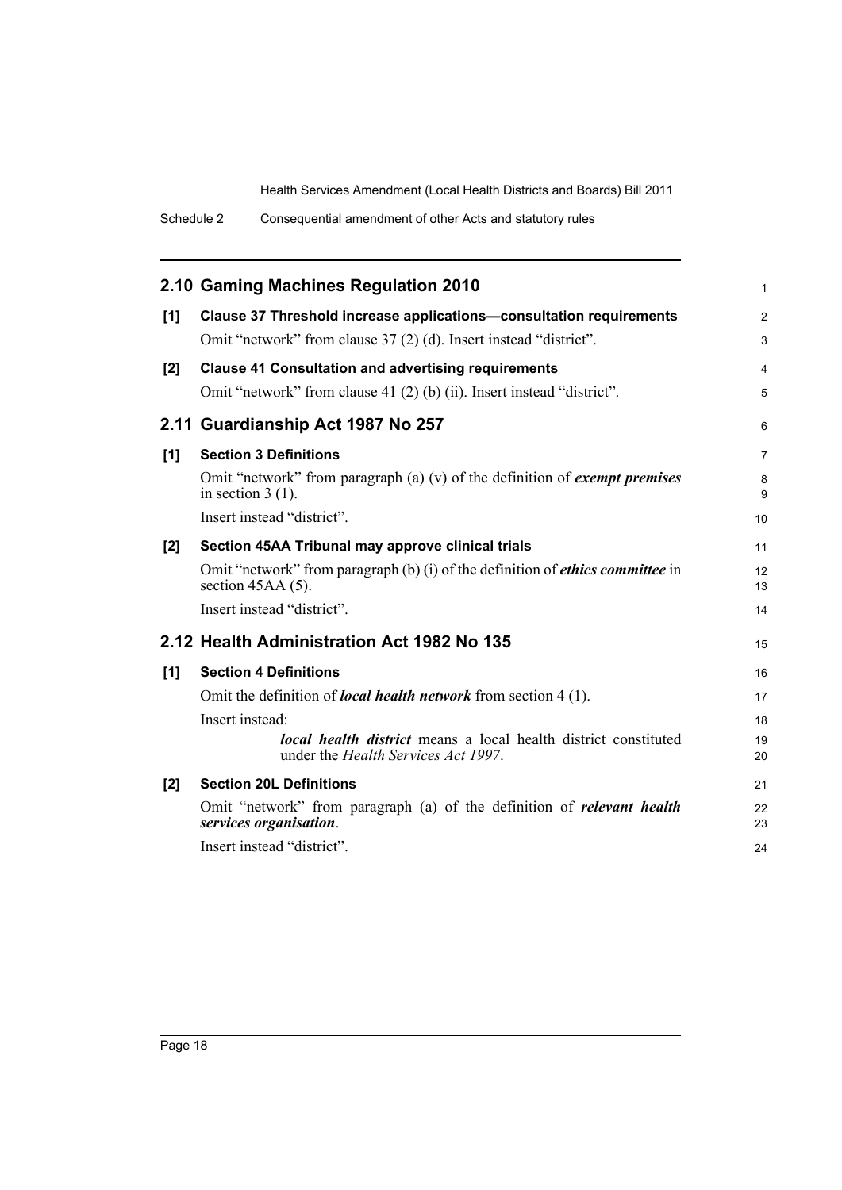## 2.10 Gaming Machines Regulation 2010

**[1] Clause 37 Threshold increase applications—consultation requirements**

Omit "network" from clause 37 (2) (d). Insert instead "district".

**[2] Clause 41 Consultation and advertising requirements**

Omit "network" from clause 41 (2) (b) (ii). Insert instead "district".

## 2.11 Guardianship Act 1987 No 257

**[1] Section 3 Definitions**

Omit "network" from paragraph (a) (v) of the definition of ***exempt premises*** in section 3 (1).

Insert instead "district".

**[2] Section 45AA Tribunal may approve clinical trials**

Omit "network" from paragraph (b) (i) of the definition of ***ethics committee*** in section 45AA (5).

Insert instead "district".

## 2.12 Health Administration Act 1982 No 135

**[1] Section 4 Definitions**

Omit the definition of ***local health network*** from section 4 (1).

Insert instead:

> ***local health district*** means a local health district constituted under the *Health Services Act 1997*.

**[2] Section 20L Definitions**

Omit "network" from paragraph (a) of the definition of ***relevant health services organisation***.

Insert instead "district".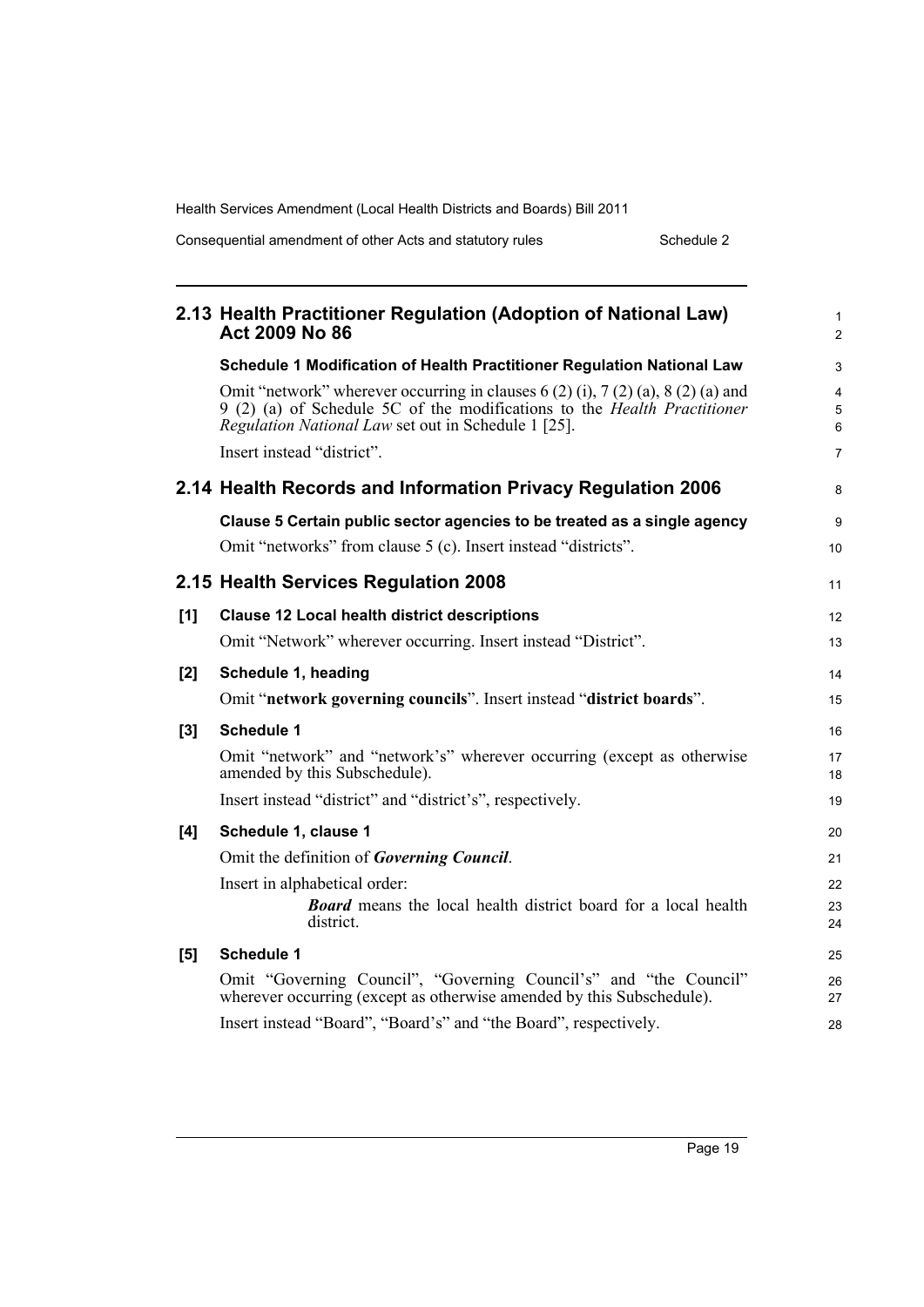## 2.13 Health Practitioner Regulation (Adoption of National Law) Act 2009 No 86

**Schedule 1 Modification of Health Practitioner Regulation National Law**

Omit "network" wherever occurring in clauses 6 (2) (i), 7 (2) (a), 8 (2) (a) and 9 (2) (a) of Schedule 5C of the modifications to the *Health Practitioner Regulation National Law* set out in Schedule 1 [25].

Insert instead "district".

## 2.14 Health Records and Information Privacy Regulation 2006

**Clause 5 Certain public sector agencies to be treated as a single agency**

Omit "networks" from clause 5 (c). Insert instead "districts".

## 2.15 Health Services Regulation 2008

**[1] Clause 12 Local health district descriptions**

Omit "Network" wherever occurring. Insert instead "District".

**[2] Schedule 1, heading**

Omit "**network governing councils**". Insert instead "**district boards**".

**[3] Schedule 1**

Omit "network" and "network's" wherever occurring (except as otherwise amended by this Subschedule).

Insert instead "district" and "district's", respectively.

**[4] Schedule 1, clause 1**

Omit the definition of ***Governing Council***.

Insert in alphabetical order:

> ***Board*** means the local health district board for a local health district.

**[5] Schedule 1**

Omit "Governing Council", "Governing Council's" and "the Council" wherever occurring (except as otherwise amended by this Subschedule).

Insert instead "Board", "Board's" and "the Board", respectively.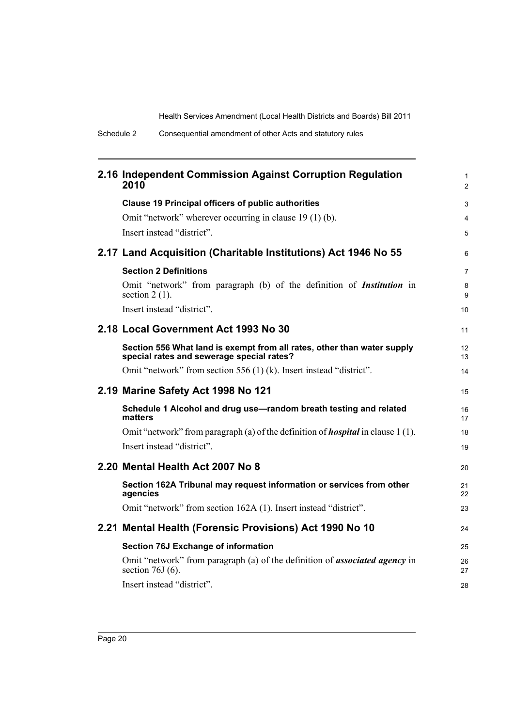## 2.16 Independent Commission Against Corruption Regulation 2010

**Clause 19 Principal officers of public authorities**

Omit "network" wherever occurring in clause 19 (1) (b).

Insert instead "district".

## 2.17 Land Acquisition (Charitable Institutions) Act 1946 No 55

**Section 2 Definitions**

Omit "network" from paragraph (b) of the definition of ***Institution*** in section 2 (1).

Insert instead "district".

## 2.18 Local Government Act 1993 No 30

**Section 556 What land is exempt from all rates, other than water supply special rates and sewerage special rates?**

Omit "network" from section 556 (1) (k). Insert instead "district".

## 2.19 Marine Safety Act 1998 No 121

**Schedule 1 Alcohol and drug use—random breath testing and related matters**

Omit "network" from paragraph (a) of the definition of ***hospital*** in clause 1 (1).

Insert instead "district".

## 2.20 Mental Health Act 2007 No 8

**Section 162A Tribunal may request information or services from other agencies**

Omit "network" from section 162A (1). Insert instead "district".

## 2.21 Mental Health (Forensic Provisions) Act 1990 No 10

**Section 76J Exchange of information**

Omit "network" from paragraph (a) of the definition of ***associated agency*** in section 76J (6).

Insert instead "district".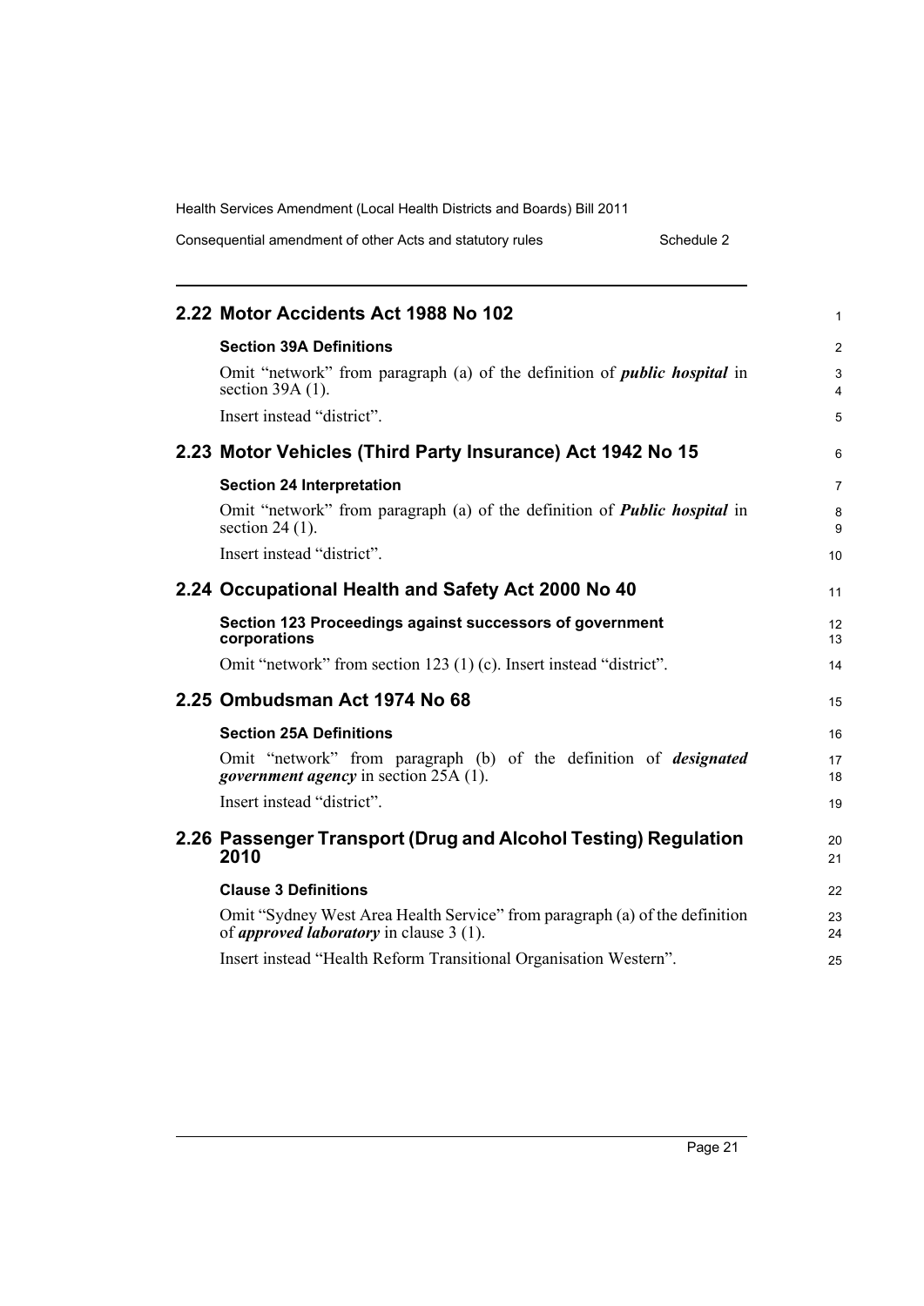## 2.22 Motor Accidents Act 1988 No 102

### Section 39A Definitions

Omit "network" from paragraph (a) of the definition of ***public hospital*** in section 39A (1).

Insert instead "district".

## 2.23 Motor Vehicles (Third Party Insurance) Act 1942 No 15

### Section 24 Interpretation

Omit "network" from paragraph (a) of the definition of ***Public hospital*** in section 24 (1).

Insert instead "district".

## 2.24 Occupational Health and Safety Act 2000 No 40

### Section 123 Proceedings against successors of government corporations

Omit "network" from section 123 (1) (c). Insert instead "district".

## 2.25 Ombudsman Act 1974 No 68

### Section 25A Definitions

Omit "network" from paragraph (b) of the definition of ***designated government agency*** in section 25A (1).

Insert instead "district".

## 2.26 Passenger Transport (Drug and Alcohol Testing) Regulation 2010

### Clause 3 Definitions

Omit "Sydney West Area Health Service" from paragraph (a) of the definition of ***approved laboratory*** in clause 3 (1).

Insert instead "Health Reform Transitional Organisation Western".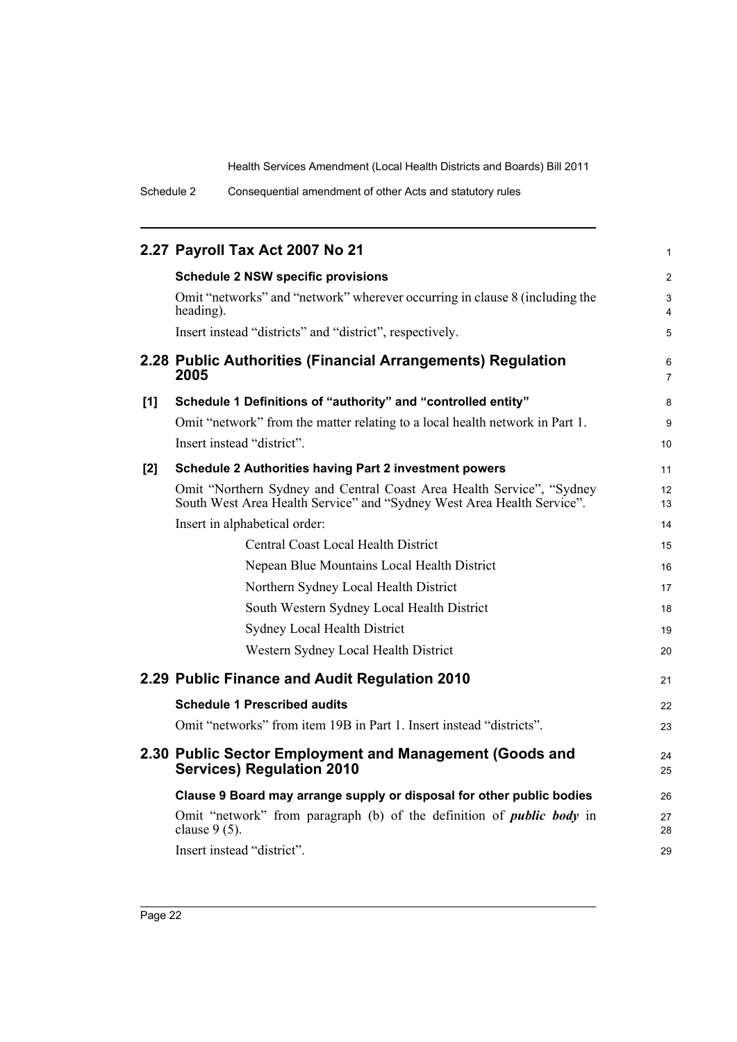## 2.27 Payroll Tax Act 2007 No 21

**Schedule 2 NSW specific provisions**

Omit "networks" and "network" wherever occurring in clause 8 (including the heading).

Insert instead "districts" and "district", respectively.

## 2.28 Public Authorities (Financial Arrangements) Regulation 2005

**[1] Schedule 1 Definitions of "authority" and "controlled entity"**

Omit "network" from the matter relating to a local health network in Part 1.

Insert instead "district".

**[2] Schedule 2 Authorities having Part 2 investment powers**

Omit "Northern Sydney and Central Coast Area Health Service", "Sydney South West Area Health Service" and "Sydney West Area Health Service".

Insert in alphabetical order:

Central Coast Local Health District

Nepean Blue Mountains Local Health District

Northern Sydney Local Health District

South Western Sydney Local Health District

Sydney Local Health District

Western Sydney Local Health District

## 2.29 Public Finance and Audit Regulation 2010

**Schedule 1 Prescribed audits**

Omit "networks" from item 19B in Part 1. Insert instead "districts".

## 2.30 Public Sector Employment and Management (Goods and Services) Regulation 2010

**Clause 9 Board may arrange supply or disposal for other public bodies**

Omit "network" from paragraph (b) of the definition of ***public body*** in clause 9 (5).

Insert instead "district".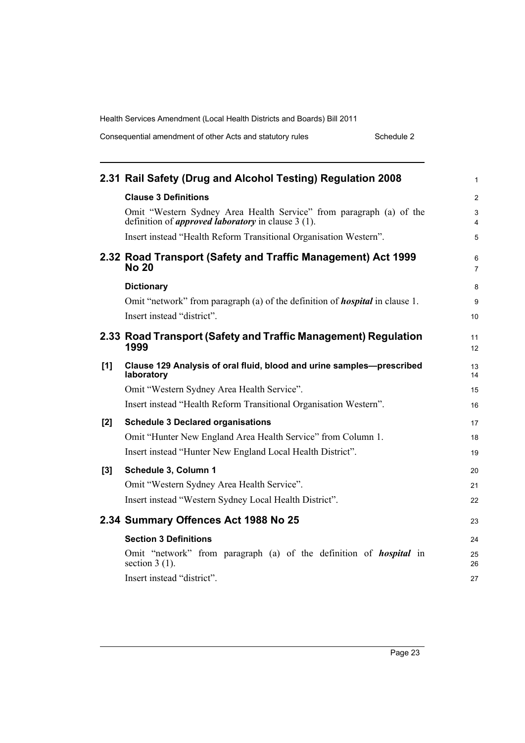## 2.31 Rail Safety (Drug and Alcohol Testing) Regulation 2008

**Clause 3 Definitions**

Omit "Western Sydney Area Health Service" from paragraph (a) of the definition of ***approved laboratory*** in clause 3 (1).

Insert instead "Health Reform Transitional Organisation Western".

## 2.32 Road Transport (Safety and Traffic Management) Act 1999 No 20

**Dictionary**

Omit "network" from paragraph (a) of the definition of ***hospital*** in clause 1.

Insert instead "district".

## 2.33 Road Transport (Safety and Traffic Management) Regulation 1999

**[1] Clause 129 Analysis of oral fluid, blood and urine samples—prescribed laboratory**

Omit "Western Sydney Area Health Service".

Insert instead "Health Reform Transitional Organisation Western".

**[2] Schedule 3 Declared organisations**

Omit "Hunter New England Area Health Service" from Column 1.

Insert instead "Hunter New England Local Health District".

**[3] Schedule 3, Column 1**

Omit "Western Sydney Area Health Service".

Insert instead "Western Sydney Local Health District".

## 2.34 Summary Offences Act 1988 No 25

**Section 3 Definitions**

Omit "network" from paragraph (a) of the definition of ***hospital*** in section 3 (1).

Insert instead "district".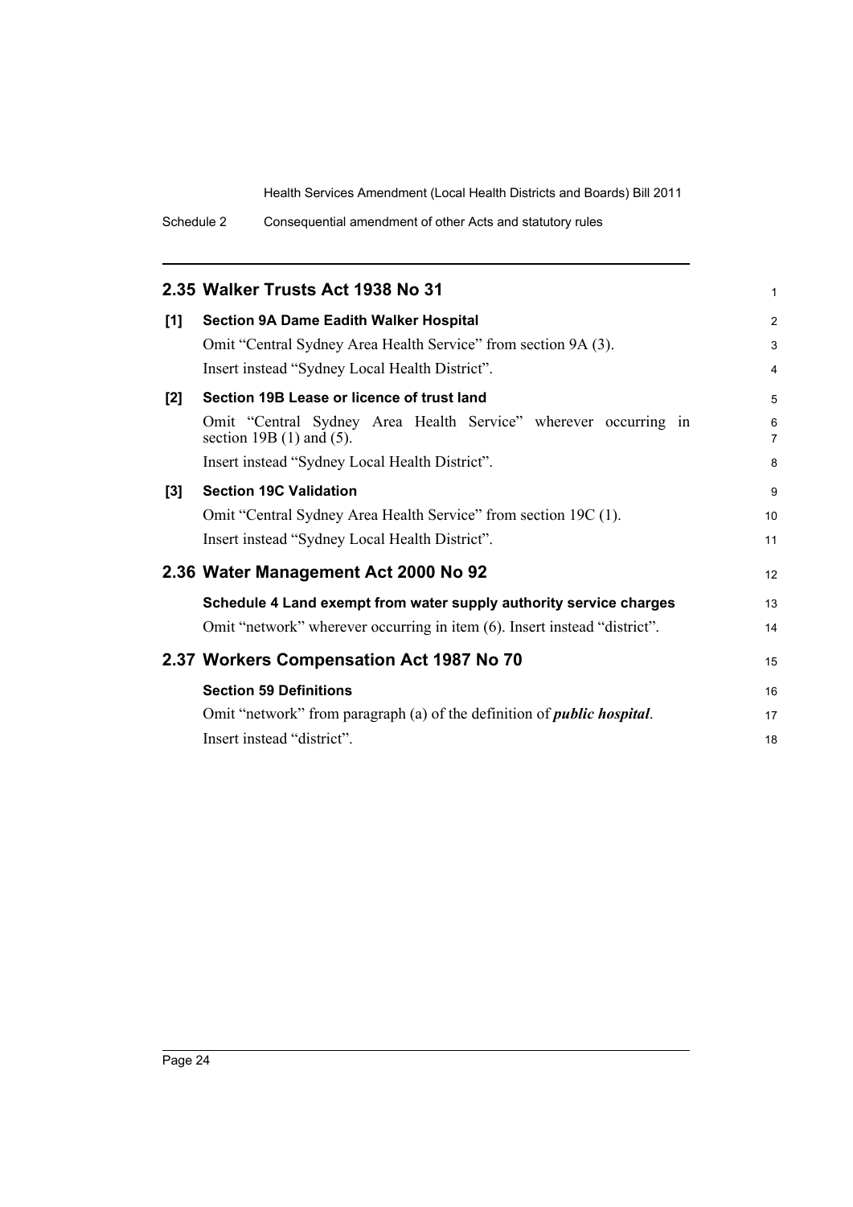## 2.35 Walker Trusts Act 1938 No 31

**[1] Section 9A Dame Eadith Walker Hospital**

Omit "Central Sydney Area Health Service" from section 9A (3).

Insert instead "Sydney Local Health District".

**[2] Section 19B Lease or licence of trust land**

Omit "Central Sydney Area Health Service" wherever occurring in section 19B (1) and (5).

Insert instead "Sydney Local Health District".

**[3] Section 19C Validation**

Omit "Central Sydney Area Health Service" from section 19C (1).

Insert instead "Sydney Local Health District".

## 2.36 Water Management Act 2000 No 92

**Schedule 4 Land exempt from water supply authority service charges**

Omit "network" wherever occurring in item (6). Insert instead "district".

## 2.37 Workers Compensation Act 1987 No 70

**Section 59 Definitions**

Omit "network" from paragraph (a) of the definition of ***public hospital***.

Insert instead "district".